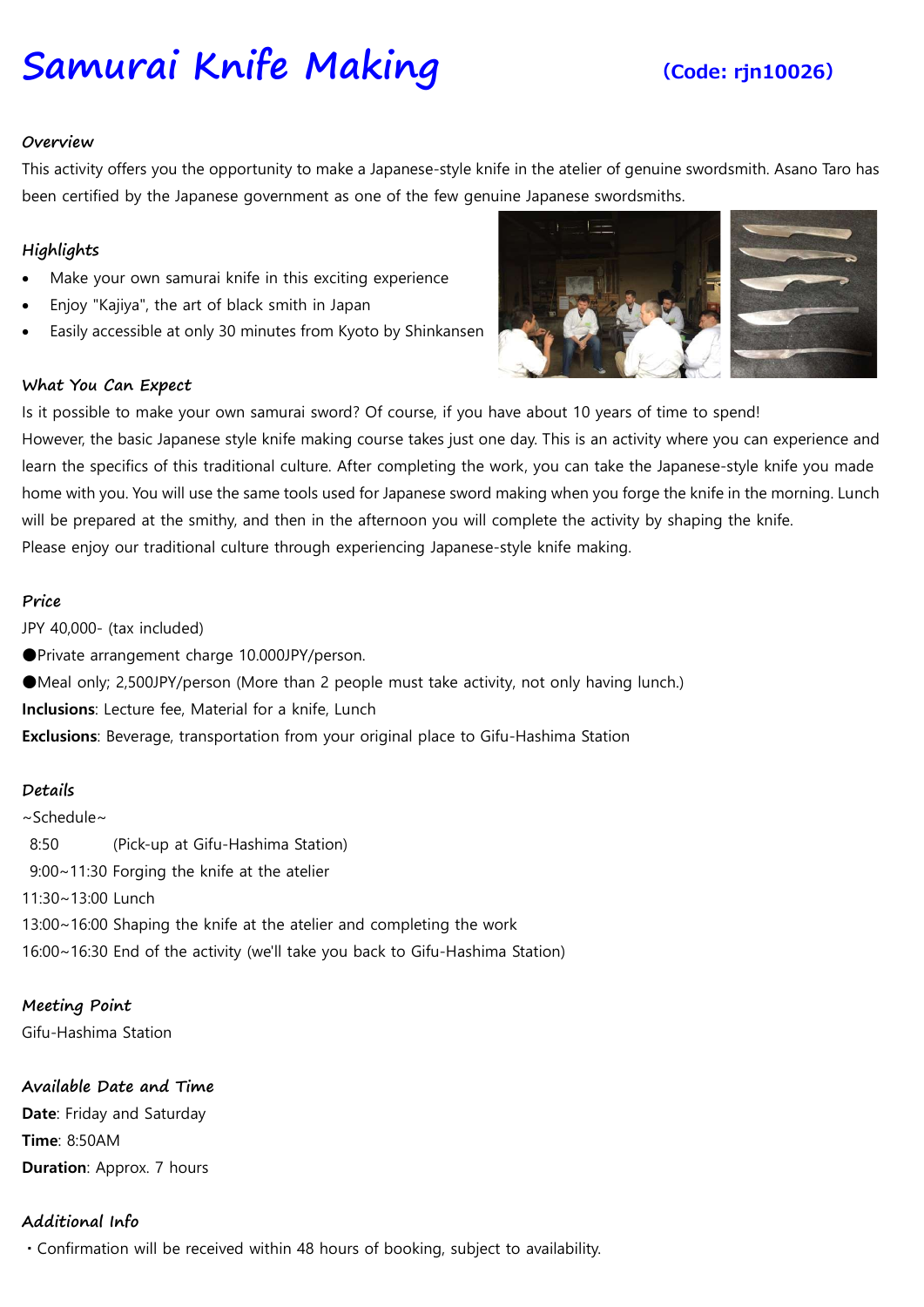# Samurai Knife Making

**(Code: rjn10026)**

### *Overview*

This activity offers you the opportunity to make a Japanese-style knife in the atelier of genuine swordsmith. Asano Taro has been certified by the Japanese government as one of the few genuine Japanese swordsmiths.

### *Highlights*

- Make your own samurai knife in this exciting experience
- Enjoy "Kajiya", the art of black smith in Japan
- Easily accessible at only 30 minutes from Kyoto by Shinkansen

### *What You Can Expect*

Is it possible to make your own samurai sword? Of course, if you have about 10 years of time to spend!
However, the basic Japanese style knife making course takes just one day. This is an activity where you can experience and learn the specifics of this traditional culture. After completing the work, you can take the Japanese-style knife you made home with you. You will use the same tools used for Japanese sword making when you forge the knife in the morning. Lunch will be prepared at the smithy, and then in the afternoon you will complete the activity by shaping the knife.
Please enjoy our traditional culture through experiencing Japanese-style knife making.

### *Price*

JPY 40,000- (tax included)

●Private arrangement charge 10.000JPY/person.

●Meal only; 2,500JPY/person (More than 2 people must take activity, not only having lunch.)

**Inclusions**: Lecture fee, Material for a knife, Lunch

**Exclusions**: Beverage, transportation from your original place to Gifu-Hashima Station

### *Details*

~Schedule~

8:50 (Pick-up at Gifu-Hashima Station)
9:00~11:30 Forging the knife at the atelier
11:30~13:00 Lunch
13:00~16:00 Shaping the knife at the atelier and completing the work
16:00~16:30 End of the activity (we'll take you back to Gifu-Hashima Station)

### *Meeting Point*

Gifu-Hashima Station

### *Available Date and Time*

**Date**: Friday and Saturday
**Time**: 8:50AM
**Duration**: Approx. 7 hours

### *Additional Info*

・Confirmation will be received within 48 hours of booking, subject to availability.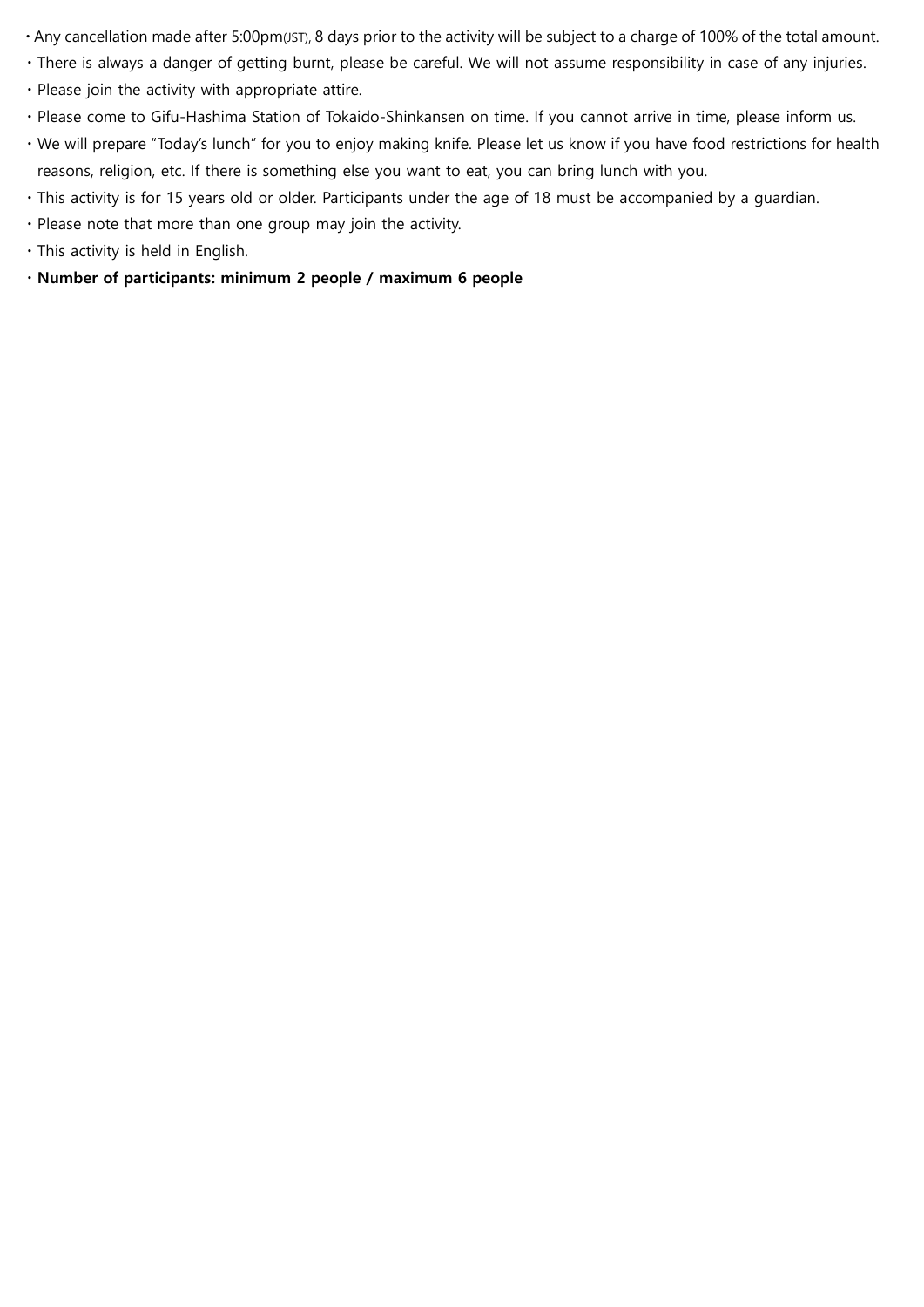- Any cancellation made after 5:00pm(JST), 8 days prior to the activity will be subject to a charge of 100% of the total amount.
- There is always a danger of getting burnt, please be careful. We will not assume responsibility in case of any injuries.
- Please join the activity with appropriate attire.
- Please come to Gifu-Hashima Station of Tokaido-Shinkansen on time. If you cannot arrive in time, please inform us.
- We will prepare "Today's lunch" for you to enjoy making knife. Please let us know if you have food restrictions for health reasons, religion, etc. If there is something else you want to eat, you can bring lunch with you.
- This activity is for 15 years old or older. Participants under the age of 18 must be accompanied by a guardian.
- Please note that more than one group may join the activity.
- This activity is held in English.
- **Number of participants: minimum 2 people / maximum 6 people**